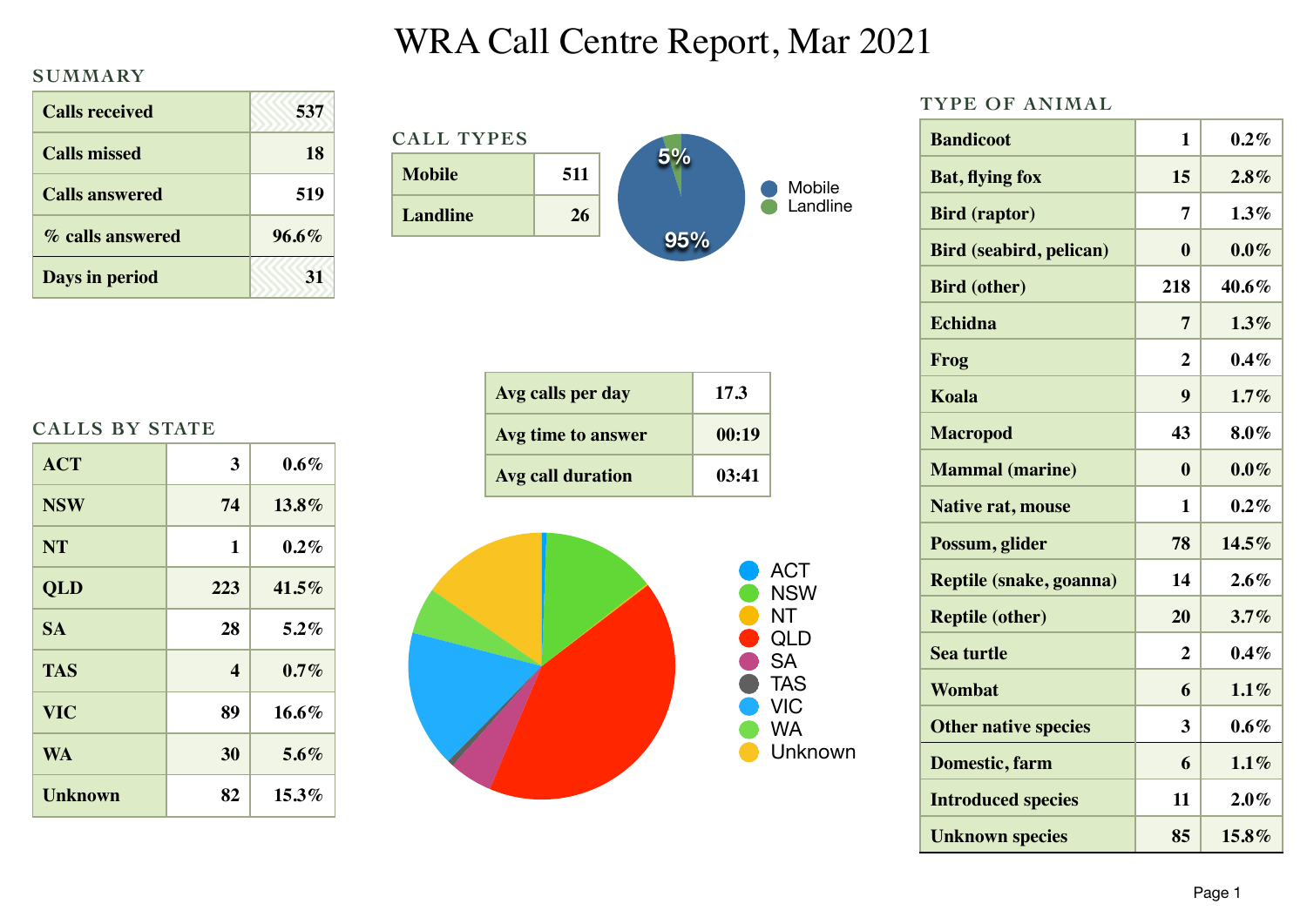# WRA Call Centre Report, Mar 2021

## SUMMARY

| | |
|---|---|
| Calls received | 537 |
| Calls missed | 18 |
| Calls answered | 519 |
| % calls answered | 96.6% |
| Days in period | 31 |

## CALL TYPES

| | |
|---|---|
| Mobile | 511 |
| Landline | 26 |

Mobile 95%, Landline 5%

| | |
|---|---|
| Avg calls per day | 17.3 |
| Avg time to answer | 00:19 |
| Avg call duration | 03:41 |

## CALLS BY STATE

| | | |
|---|---|---|
| ACT | 3 | 0.6% |
| NSW | 74 | 13.8% |
| NT | 1 | 0.2% |
| QLD | 223 | 41.5% |
| SA | 28 | 5.2% |
| TAS | 4 | 0.7% |
| VIC | 89 | 16.6% |
| WA | 30 | 5.6% |
| Unknown | 82 | 15.3% |

## TYPE OF ANIMAL

| | | |
|---|---|---|
| Bandicoot | 1 | 0.2% |
| Bat, flying fox | 15 | 2.8% |
| Bird (raptor) | 7 | 1.3% |
| Bird (seabird, pelican) | 0 | 0.0% |
| Bird (other) | 218 | 40.6% |
| Echidna | 7 | 1.3% |
| Frog | 2 | 0.4% |
| Koala | 9 | 1.7% |
| Macropod | 43 | 8.0% |
| Mammal (marine) | 0 | 0.0% |
| Native rat, mouse | 1 | 0.2% |
| Possum, glider | 78 | 14.5% |
| Reptile (snake, goanna) | 14 | 2.6% |
| Reptile (other) | 20 | 3.7% |
| Sea turtle | 2 | 0.4% |
| Wombat | 6 | 1.1% |
| Other native species | 3 | 0.6% |
| Domestic, farm | 6 | 1.1% |
| Introduced species | 11 | 2.0% |
| Unknown species | 85 | 15.8% |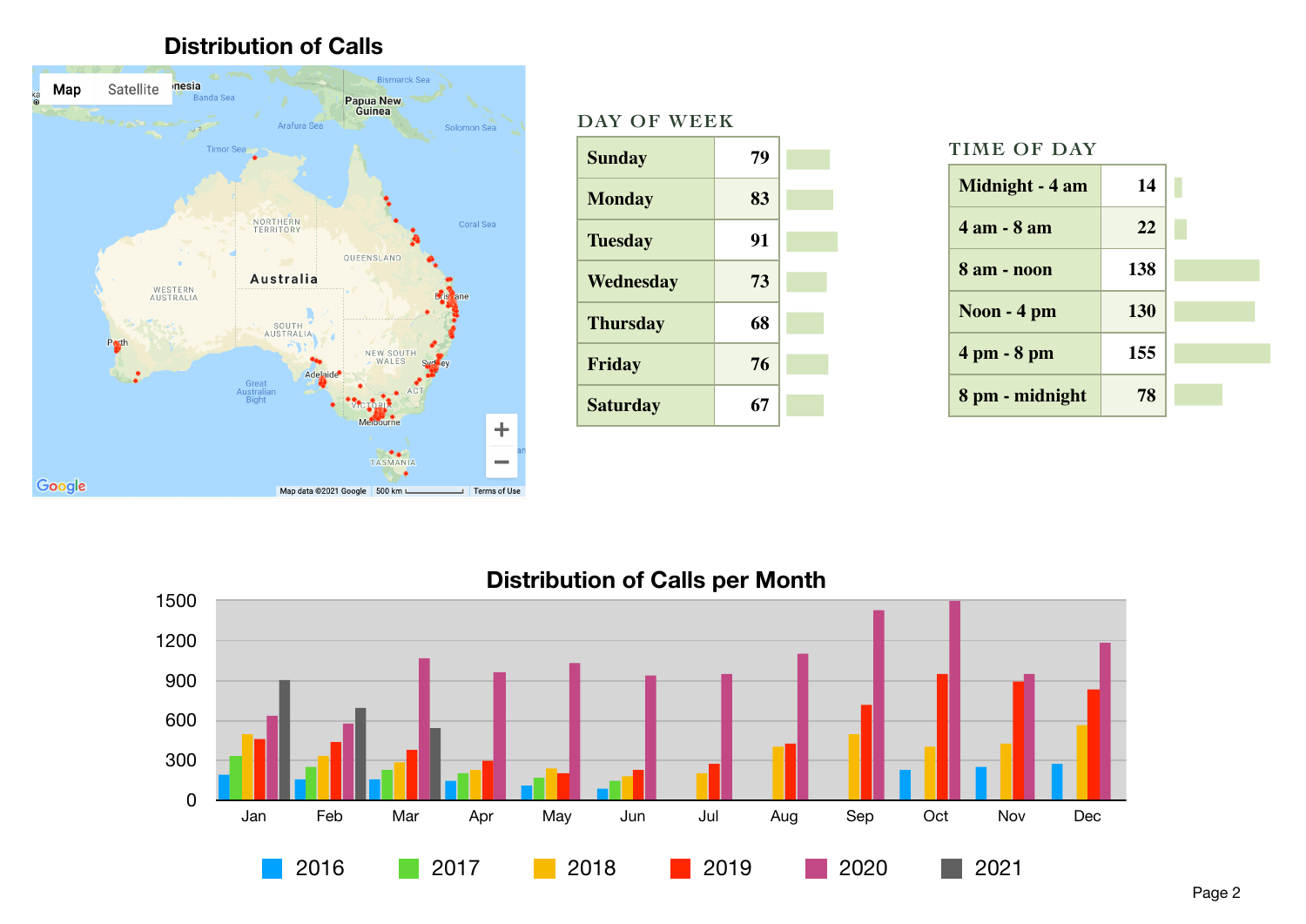## Distribution of Calls

Map
Satellite
Map data ©2021 Google
500 km
Terms of Use

### DAY OF WEEK

| | |
|---|---|
| Sunday | 79 |
| Monday | 83 |
| Tuesday | 91 |
| Wednesday | 73 |
| Thursday | 68 |
| Friday | 76 |
| Saturday | 67 |

### TIME OF DAY

| | |
|---|---|
| Midnight - 4 am | 14 |
| 4 am - 8 am | 22 |
| 8 am - noon | 138 |
| Noon - 4 pm | 130 |
| 4 pm - 8 pm | 155 |
| 8 pm - midnight | 78 |

## Distribution of Calls per Month

1500
1200
900
600
300
0

Jan Feb Mar Apr May Jun Jul Aug Sep Oct Nov Dec

2016 2017 2018 2019 2020 2021